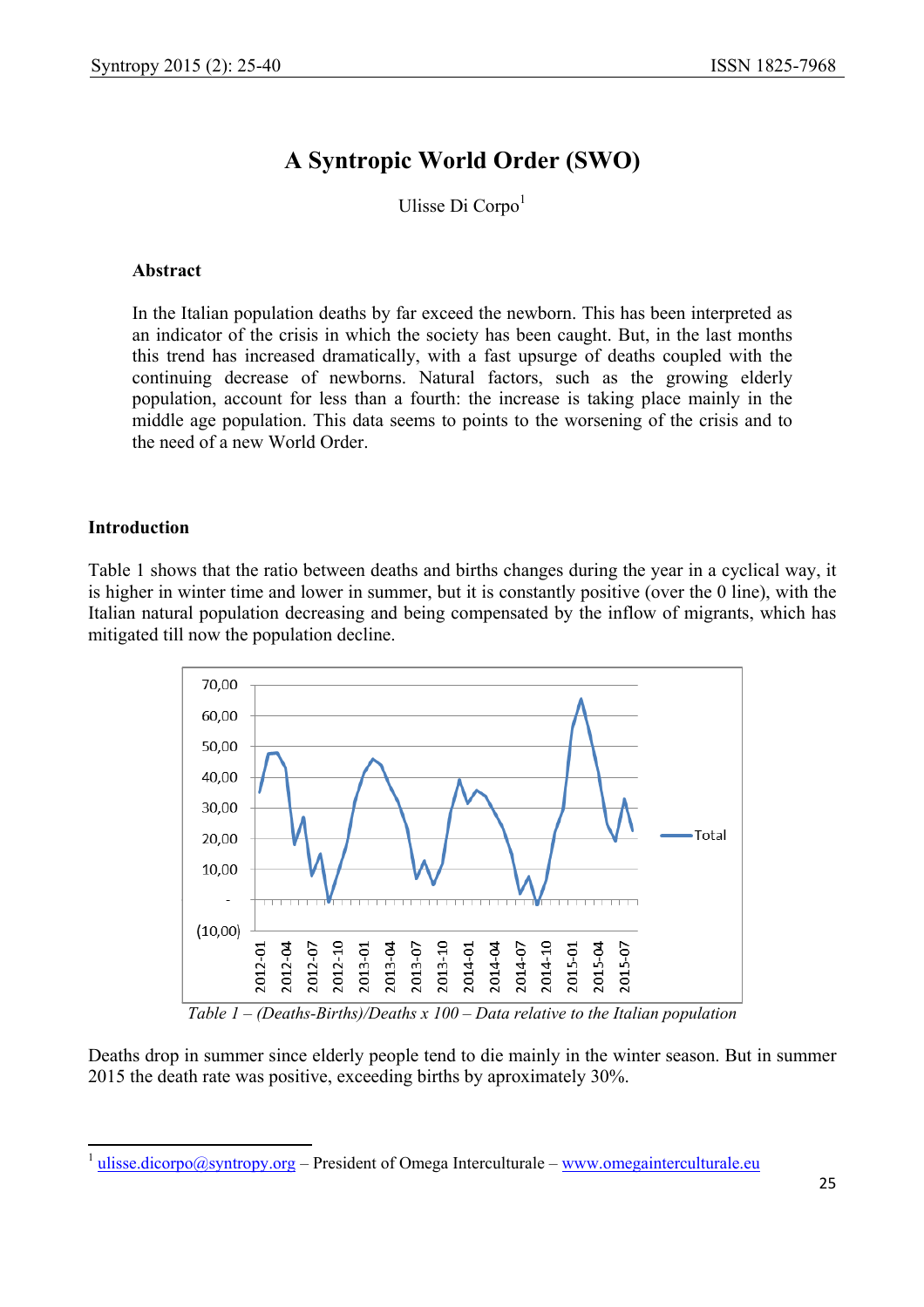# A Syntropic World Order (SWO)

Ulisse Di Corpo[1]

### Abstract

In the Italian population deaths by far exceed the newborn. This has been interpreted as an indicator of the crisis in which the society has been caught. But, in the last months this trend has increased dramatically, with a fast upsurge of deaths coupled with the continuing decrease of newborns. Natural factors, such as the growing elderly population, account for less than a fourth: the increase is taking place mainly in the middle age population. This data seems to points to the worsening of the crisis and to the need of a new World Order.

## Introduction

Table 1 shows that the ratio between deaths and births changes during the year in a cyclical way, it is higher in winter time and lower in summer, but it is constantly positive (over the 0 line), with the Italian natural population decreasing and being compensated by the inflow of migrants, which has mitigated till now the population decline.

*Table 1 – (Deaths-Births)/Deaths x 100 – Data relative to the Italian population*

Deaths drop in summer since elderly people tend to die mainly in the winter season. But in summer 2015 the death rate was positive, exceeding births by aproximately 30%.

[1] ulisse.dicorpo@syntropy.org – President of Omega Interculturale – www.omegainterculturale.eu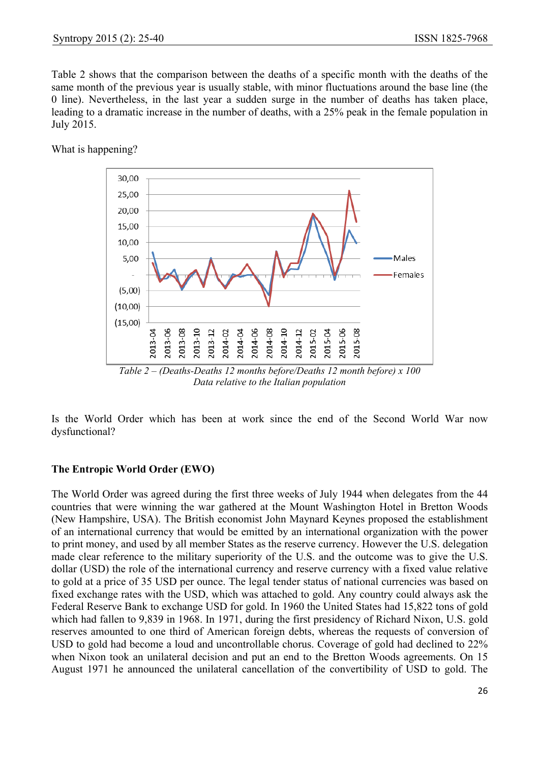Table 2 shows that the comparison between the deaths of a specific month with the deaths of the same month of the previous year is usually stable, with minor fluctuations around the base line (the 0 line). Nevertheless, in the last year a sudden surge in the number of deaths has taken place, leading to a dramatic increase in the number of deaths, with a 25% peak in the female population in July 2015.

What is happening?

*Table 2 – (Deaths-Deaths 12 months before/Deaths 12 month before) x 100*
*Data relative to the Italian population*

Is the World Order which has been at work since the end of the Second World War now dysfunctional?

## The Entropic World Order (EWO)

The World Order was agreed during the first three weeks of July 1944 when delegates from the 44 countries that were winning the war gathered at the Mount Washington Hotel in Bretton Woods (New Hampshire, USA). The British economist John Maynard Keynes proposed the establishment of an international currency that would be emitted by an international organization with the power to print money, and used by all member States as the reserve currency. However the U.S. delegation made clear reference to the military superiority of the U.S. and the outcome was to give the U.S. dollar (USD) the role of the international currency and reserve currency with a fixed value relative to gold at a price of 35 USD per ounce. The legal tender status of national currencies was based on fixed exchange rates with the USD, which was attached to gold. Any country could always ask the Federal Reserve Bank to exchange USD for gold. In 1960 the United States had 15,822 tons of gold which had fallen to 9,839 in 1968. In 1971, during the first presidency of Richard Nixon, U.S. gold reserves amounted to one third of American foreign debts, whereas the requests of conversion of USD to gold had become a loud and uncontrollable chorus. Coverage of gold had declined to 22% when Nixon took an unilateral decision and put an end to the Bretton Woods agreements. On 15 August 1971 he announced the unilateral cancellation of the convertibility of USD to gold. The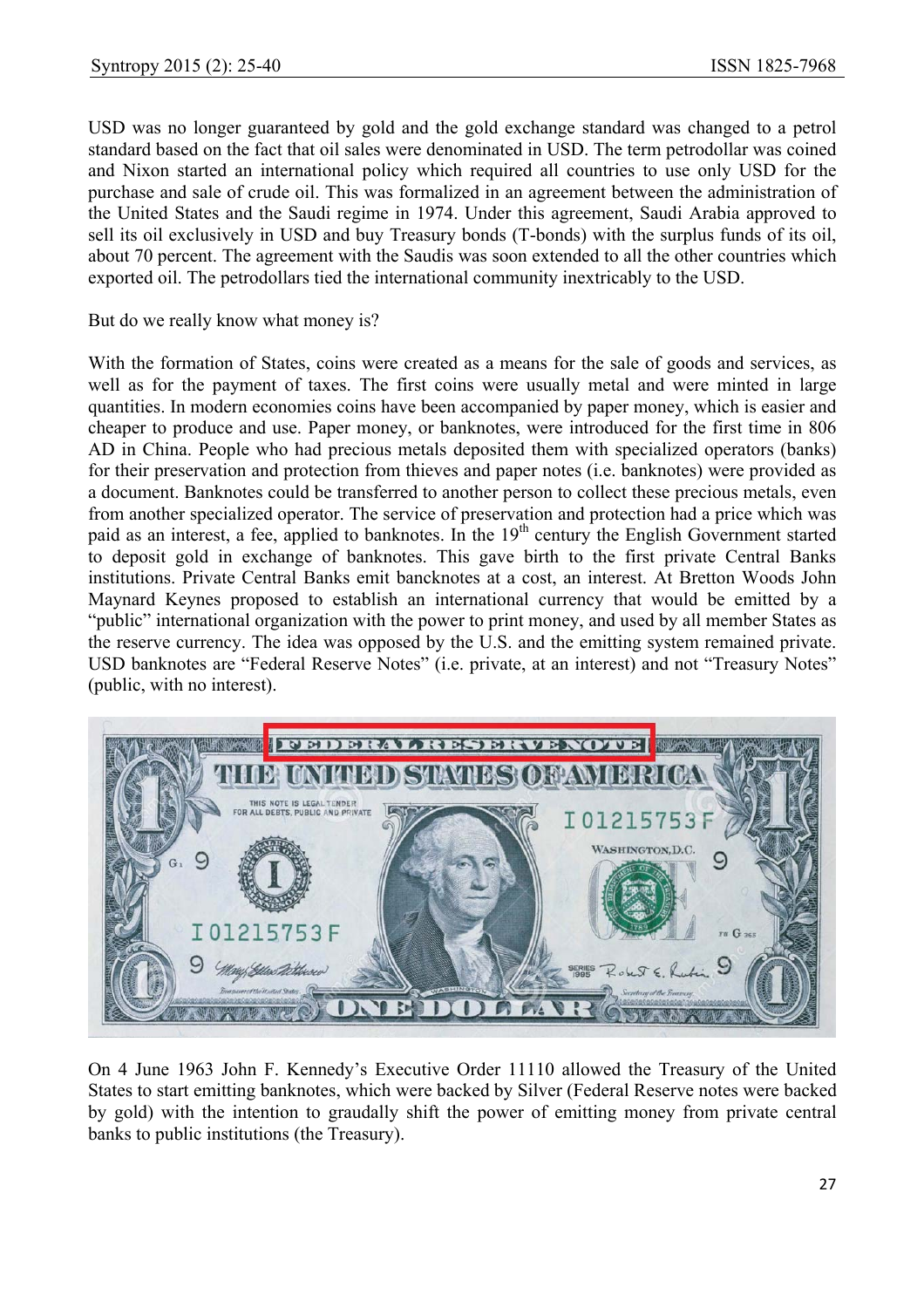USD was no longer guaranteed by gold and the gold exchange standard was changed to a petrol standard based on the fact that oil sales were denominated in USD. The term petrodollar was coined and Nixon started an international policy which required all countries to use only USD for the purchase and sale of crude oil. This was formalized in an agreement between the administration of the United States and the Saudi regime in 1974. Under this agreement, Saudi Arabia approved to sell its oil exclusively in USD and buy Treasury bonds (T-bonds) with the surplus funds of its oil, about 70 percent. The agreement with the Saudis was soon extended to all the other countries which exported oil. The petrodollars tied the international community inextricably to the USD.

But do we really know what money is?

With the formation of States, coins were created as a means for the sale of goods and services, as well as for the payment of taxes. The first coins were usually metal and were minted in large quantities. In modern economies coins have been accompanied by paper money, which is easier and cheaper to produce and use. Paper money, or banknotes, were introduced for the first time in 806 AD in China. People who had precious metals deposited them with specialized operators (banks) for their preservation and protection from thieves and paper notes (i.e. banknotes) were provided as a document. Banknotes could be transferred to another person to collect these precious metals, even from another specialized operator. The service of preservation and protection had a price which was paid as an interest, a fee, applied to banknotes. In the 19th century the English Government started to deposit gold in exchange of banknotes. This gave birth to the first private Central Banks institutions. Private Central Banks emit bancknotes at a cost, an interest. At Bretton Woods John Maynard Keynes proposed to establish an international currency that would be emitted by a "public" international organization with the power to print money, and used by all member States as the reserve currency. The idea was opposed by the U.S. and the emitting system remained private. USD banknotes are "Federal Reserve Notes" (i.e. private, at an interest) and not "Treasury Notes" (public, with no interest).

On 4 June 1963 John F. Kennedy's Executive Order 11110 allowed the Treasury of the United States to start emitting banknotes, which were backed by Silver (Federal Reserve notes were backed by gold) with the intention to graudally shift the power of emitting money from private central banks to public institutions (the Treasury).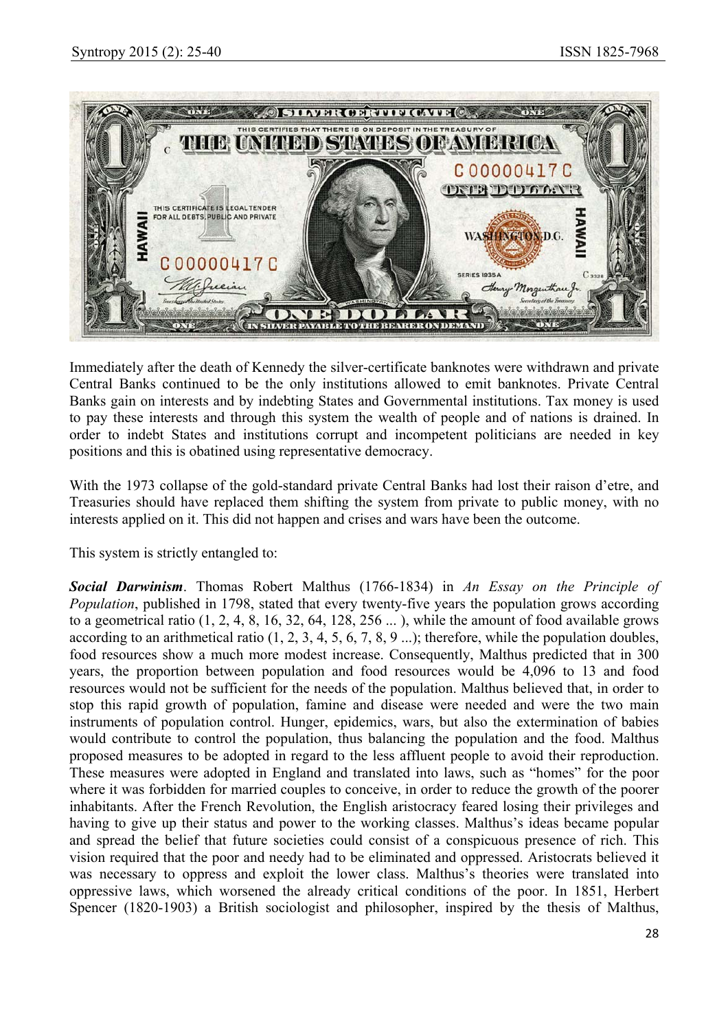Immediately after the death of Kennedy the silver-certificate banknotes were withdrawn and private Central Banks continued to be the only institutions allowed to emit banknotes. Private Central Banks gain on interests and by indebting States and Governmental institutions. Tax money is used to pay these interests and through this system the wealth of people and of nations is drained. In order to indebt States and institutions corrupt and incompetent politicians are needed in key positions and this is obatined using representative democracy.

With the 1973 collapse of the gold-standard private Central Banks had lost their raison d'etre, and Treasuries should have replaced them shifting the system from private to public money, with no interests applied on it. This did not happen and crises and wars have been the outcome.

This system is strictly entangled to:

***Social Darwinism***. Thomas Robert Malthus (1766-1834) in *An Essay on the Principle of Population*, published in 1798, stated that every twenty-five years the population grows according to a geometrical ratio (1, 2, 4, 8, 16, 32, 64, 128, 256 ... ), while the amount of food available grows according to an arithmetical ratio (1, 2, 3, 4, 5, 6, 7, 8, 9 ...); therefore, while the population doubles, food resources show a much more modest increase. Consequently, Malthus predicted that in 300 years, the proportion between population and food resources would be 4,096 to 13 and food resources would not be sufficient for the needs of the population. Malthus believed that, in order to stop this rapid growth of population, famine and disease were needed and were the two main instruments of population control. Hunger, epidemics, wars, but also the extermination of babies would contribute to control the population, thus balancing the population and the food. Malthus proposed measures to be adopted in regard to the less affluent people to avoid their reproduction. These measures were adopted in England and translated into laws, such as "homes" for the poor where it was forbidden for married couples to conceive, in order to reduce the growth of the poorer inhabitants. After the French Revolution, the English aristocracy feared losing their privileges and having to give up their status and power to the working classes. Malthus's ideas became popular and spread the belief that future societies could consist of a conspicuous presence of rich. This vision required that the poor and needy had to be eliminated and oppressed. Aristocrats believed it was necessary to oppress and exploit the lower class. Malthus's theories were translated into oppressive laws, which worsened the already critical conditions of the poor. In 1851, Herbert Spencer (1820-1903) a British sociologist and philosopher, inspired by the thesis of Malthus,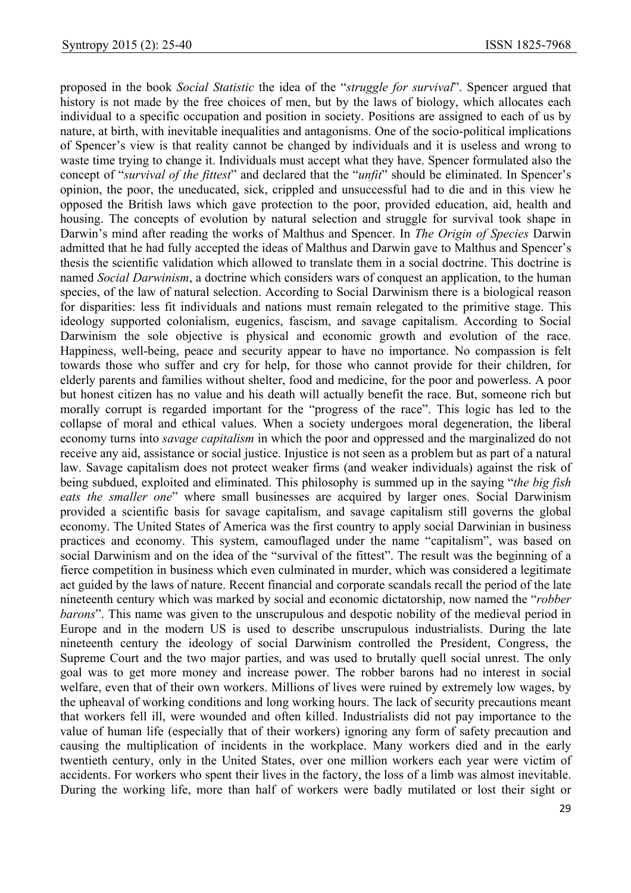proposed in the book *Social Statistic* the idea of the "*struggle for survival*". Spencer argued that history is not made by the free choices of men, but by the laws of biology, which allocates each individual to a specific occupation and position in society. Positions are assigned to each of us by nature, at birth, with inevitable inequalities and antagonisms. One of the socio-political implications of Spencer's view is that reality cannot be changed by individuals and it is useless and wrong to waste time trying to change it. Individuals must accept what they have. Spencer formulated also the concept of "*survival of the fittest*" and declared that the "*unfit*" should be eliminated. In Spencer's opinion, the poor, the uneducated, sick, crippled and unsuccessful had to die and in this view he opposed the British laws which gave protection to the poor, provided education, aid, health and housing. The concepts of evolution by natural selection and struggle for survival took shape in Darwin's mind after reading the works of Malthus and Spencer. In *The Origin of Species* Darwin admitted that he had fully accepted the ideas of Malthus and Darwin gave to Malthus and Spencer's thesis the scientific validation which allowed to translate them in a social doctrine. This doctrine is named *Social Darwinism*, a doctrine which considers wars of conquest an application, to the human species, of the law of natural selection. According to Social Darwinism there is a biological reason for disparities: less fit individuals and nations must remain relegated to the primitive stage. This ideology supported colonialism, eugenics, fascism, and savage capitalism. According to Social Darwinism the sole objective is physical and economic growth and evolution of the race. Happiness, well-being, peace and security appear to have no importance. No compassion is felt towards those who suffer and cry for help, for those who cannot provide for their children, for elderly parents and families without shelter, food and medicine, for the poor and powerless. A poor but honest citizen has no value and his death will actually benefit the race. But, someone rich but morally corrupt is regarded important for the "progress of the race". This logic has led to the collapse of moral and ethical values. When a society undergoes moral degeneration, the liberal economy turns into *savage capitalism* in which the poor and oppressed and the marginalized do not receive any aid, assistance or social justice. Injustice is not seen as a problem but as part of a natural law. Savage capitalism does not protect weaker firms (and weaker individuals) against the risk of being subdued, exploited and eliminated. This philosophy is summed up in the saying "*the big fish eats the smaller one*" where small businesses are acquired by larger ones. Social Darwinism provided a scientific basis for savage capitalism, and savage capitalism still governs the global economy. The United States of America was the first country to apply social Darwinian in business practices and economy. This system, camouflaged under the name "capitalism", was based on social Darwinism and on the idea of the "survival of the fittest". The result was the beginning of a fierce competition in business which even culminated in murder, which was considered a legitimate act guided by the laws of nature. Recent financial and corporate scandals recall the period of the late nineteenth century which was marked by social and economic dictatorship, now named the "*robber barons*". This name was given to the unscrupulous and despotic nobility of the medieval period in Europe and in the modern US is used to describe unscrupulous industrialists. During the late nineteenth century the ideology of social Darwinism controlled the President, Congress, the Supreme Court and the two major parties, and was used to brutally quell social unrest. The only goal was to get more money and increase power. The robber barons had no interest in social welfare, even that of their own workers. Millions of lives were ruined by extremely low wages, by the upheaval of working conditions and long working hours. The lack of security precautions meant that workers fell ill, were wounded and often killed. Industrialists did not pay importance to the value of human life (especially that of their workers) ignoring any form of safety precaution and causing the multiplication of incidents in the workplace. Many workers died and in the early twentieth century, only in the United States, over one million workers each year were victim of accidents. For workers who spent their lives in the factory, the loss of a limb was almost inevitable. During the working life, more than half of workers were badly mutilated or lost their sight or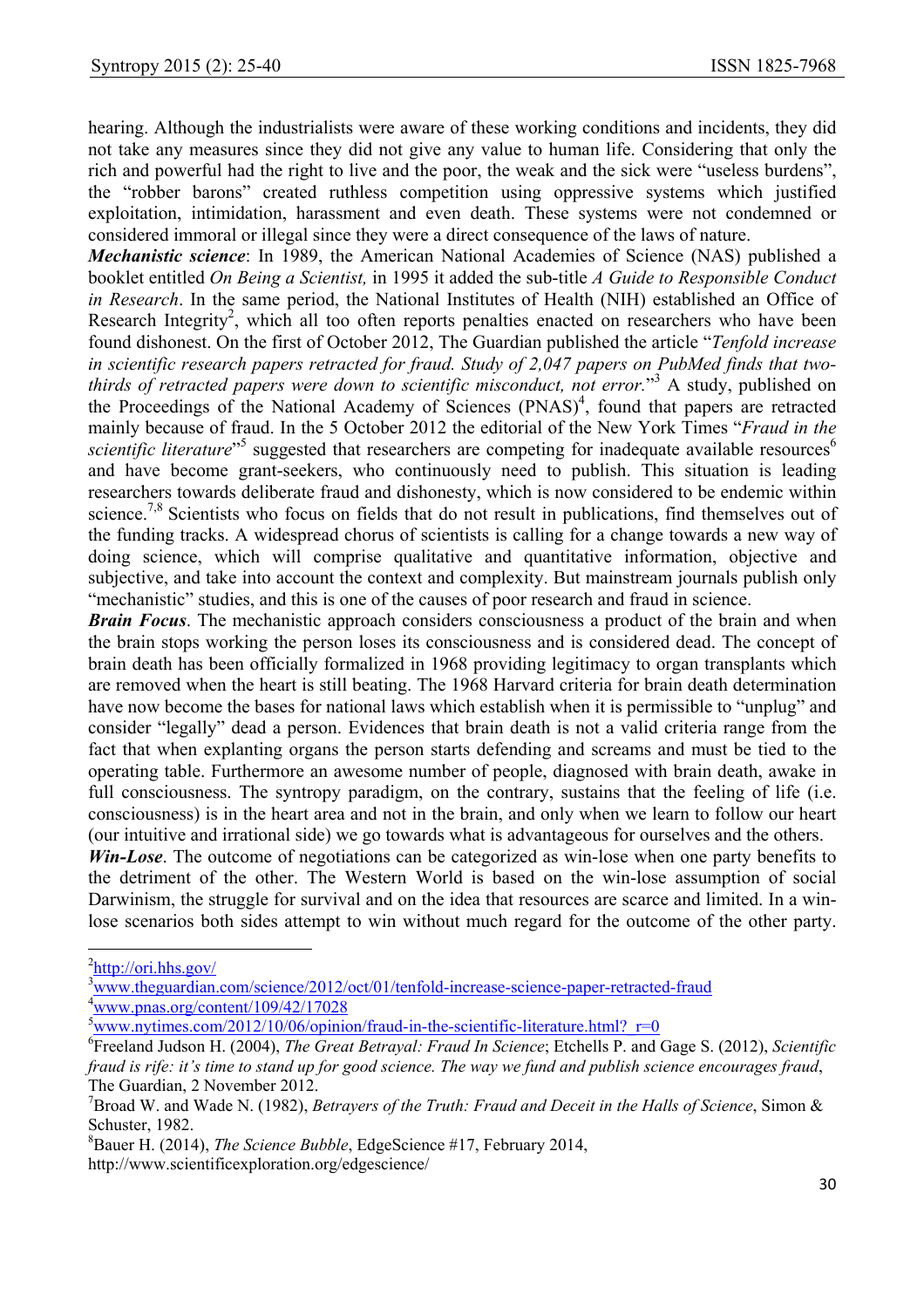hearing. Although the industrialists were aware of these working conditions and incidents, they did not take any measures since they did not give any value to human life. Considering that only the rich and powerful had the right to live and the poor, the weak and the sick were "useless burdens", the "robber barons" created ruthless competition using oppressive systems which justified exploitation, intimidation, harassment and even death. These systems were not condemned or considered immoral or illegal since they were a direct consequence of the laws of nature.

***Mechanistic science***: In 1989, the American National Academies of Science (NAS) published a booklet entitled *On Being a Scientist,* in 1995 it added the sub-title *A Guide to Responsible Conduct in Research*. In the same period, the National Institutes of Health (NIH) established an Office of Research Integrity[2], which all too often reports penalties enacted on researchers who have been found dishonest. On the first of October 2012, The Guardian published the article "*Tenfold increase in scientific research papers retracted for fraud. Study of 2,047 papers on PubMed finds that two-thirds of retracted papers were down to scientific misconduct, not error.*"[3] A study, published on the Proceedings of the National Academy of Sciences (PNAS)[4], found that papers are retracted mainly because of fraud. In the 5 October 2012 the editorial of the New York Times "*Fraud in the scientific literature*"[5] suggested that researchers are competing for inadequate available resources[6] and have become grant-seekers, who continuously need to publish. This situation is leading researchers towards deliberate fraud and dishonesty, which is now considered to be endemic within science.[7,8] Scientists who focus on fields that do not result in publications, find themselves out of the funding tracks. A widespread chorus of scientists is calling for a change towards a new way of doing science, which will comprise qualitative and quantitative information, objective and subjective, and take into account the context and complexity. But mainstream journals publish only "mechanistic" studies, and this is one of the causes of poor research and fraud in science.

***Brain Focus***. The mechanistic approach considers consciousness a product of the brain and when the brain stops working the person loses its consciousness and is considered dead. The concept of brain death has been officially formalized in 1968 providing legitimacy to organ transplants which are removed when the heart is still beating. The 1968 Harvard criteria for brain death determination have now become the bases for national laws which establish when it is permissible to "unplug" and consider "legally" dead a person. Evidences that brain death is not a valid criteria range from the fact that when explanting organs the person starts defending and screams and must be tied to the operating table. Furthermore an awesome number of people, diagnosed with brain death, awake in full consciousness. The syntropy paradigm, on the contrary, sustains that the feeling of life (i.e. consciousness) is in the heart area and not in the brain, and only when we learn to follow our heart (our intuitive and irrational side) we go towards what is advantageous for ourselves and the others.

***Win-Lose***. The outcome of negotiations can be categorized as win-lose when one party benefits to the detriment of the other. The Western World is based on the win-lose assumption of social Darwinism, the struggle for survival and on the idea that resources are scarce and limited. In a win-lose scenarios both sides attempt to win without much regard for the outcome of the other party.

---

[2] http://ori.hhs.gov/

[3] www.theguardian.com/science/2012/oct/01/tenfold-increase-science-paper-retracted-fraud

[4] www.pnas.org/content/109/42/17028

[5] www.nytimes.com/2012/10/06/opinion/fraud-in-the-scientific-literature.html?_r=0

[6] Freeland Judson H. (2004), *The Great Betrayal: Fraud In Science*; Etchells P. and Gage S. (2012), *Scientific fraud is rife: it's time to stand up for good science. The way we fund and publish science encourages fraud*, The Guardian, 2 November 2012.

[7] Broad W. and Wade N. (1982), *Betrayers of the Truth: Fraud and Deceit in the Halls of Science*, Simon & Schuster, 1982.

[8] Bauer H. (2014), *The Science Bubble*, EdgeScience #17, February 2014, http://www.scientificexploration.org/edgescience/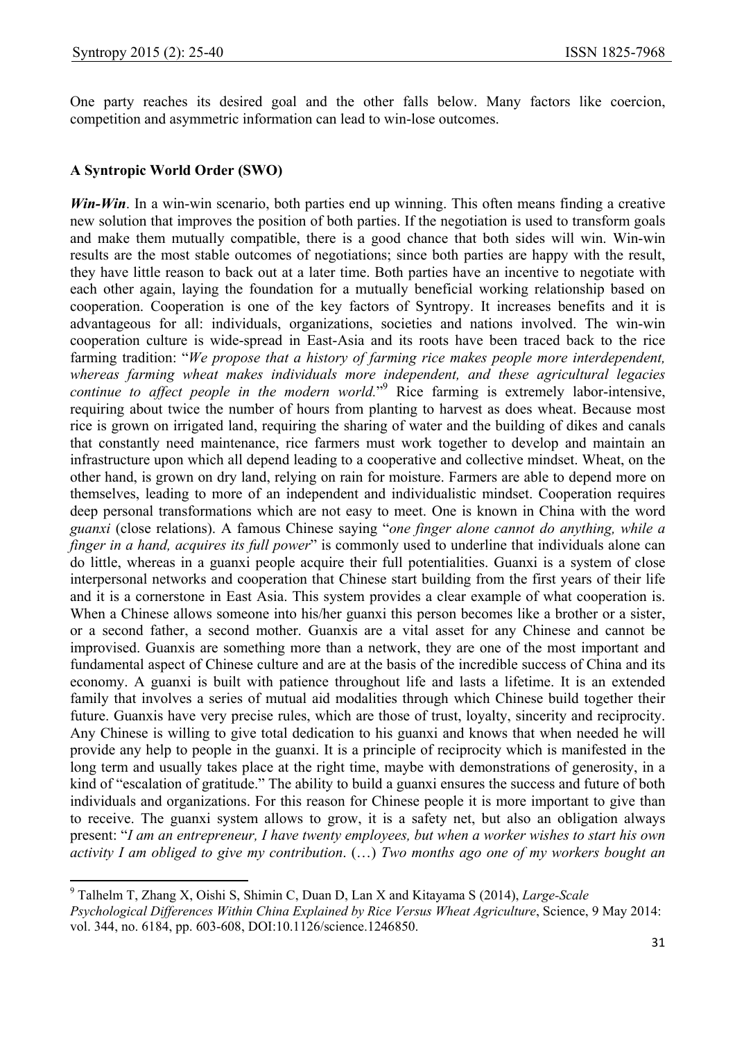One party reaches its desired goal and the other falls below. Many factors like coercion, competition and asymmetric information can lead to win-lose outcomes.

**A Syntropic World Order (SWO)**

***Win-Win***. In a win-win scenario, both parties end up winning. This often means finding a creative new solution that improves the position of both parties. If the negotiation is used to transform goals and make them mutually compatible, there is a good chance that both sides will win. Win-win results are the most stable outcomes of negotiations; since both parties are happy with the result, they have little reason to back out at a later time. Both parties have an incentive to negotiate with each other again, laying the foundation for a mutually beneficial working relationship based on cooperation. Cooperation is one of the key factors of Syntropy. It increases benefits and it is advantageous for all: individuals, organizations, societies and nations involved. The win-win cooperation culture is wide-spread in East-Asia and its roots have been traced back to the rice farming tradition: "*We propose that a history of farming rice makes people more interdependent, whereas farming wheat makes individuals more independent, and these agricultural legacies continue to affect people in the modern world.*"[9] Rice farming is extremely labor-intensive, requiring about twice the number of hours from planting to harvest as does wheat. Because most rice is grown on irrigated land, requiring the sharing of water and the building of dikes and canals that constantly need maintenance, rice farmers must work together to develop and maintain an infrastructure upon which all depend leading to a cooperative and collective mindset. Wheat, on the other hand, is grown on dry land, relying on rain for moisture. Farmers are able to depend more on themselves, leading to more of an independent and individualistic mindset. Cooperation requires deep personal transformations which are not easy to meet. One is known in China with the word *guanxi* (close relations). A famous Chinese saying "*one finger alone cannot do anything, while a finger in a hand, acquires its full power*" is commonly used to underline that individuals alone can do little, whereas in a guanxi people acquire their full potentialities. Guanxi is a system of close interpersonal networks and cooperation that Chinese start building from the first years of their life and it is a cornerstone in East Asia. This system provides a clear example of what cooperation is. When a Chinese allows someone into his/her guanxi this person becomes like a brother or a sister, or a second father, a second mother. Guanxis are a vital asset for any Chinese and cannot be improvised. Guanxis are something more than a network, they are one of the most important and fundamental aspect of Chinese culture and are at the basis of the incredible success of China and its economy. A guanxi is built with patience throughout life and lasts a lifetime. It is an extended family that involves a series of mutual aid modalities through which Chinese build together their future. Guanxis have very precise rules, which are those of trust, loyalty, sincerity and reciprocity. Any Chinese is willing to give total dedication to his guanxi and knows that when needed he will provide any help to people in the guanxi. It is a principle of reciprocity which is manifested in the long term and usually takes place at the right time, maybe with demonstrations of generosity, in a kind of "escalation of gratitude." The ability to build a guanxi ensures the success and future of both individuals and organizations. For this reason for Chinese people it is more important to give than to receive. The guanxi system allows to grow, it is a safety net, but also an obligation always present: "*I am an entrepreneur, I have twenty employees, but when a worker wishes to start his own activity I am obliged to give my contribution*. (…) *Two months ago one of my workers bought an*

---

[9] Talhelm T, Zhang X, Oishi S, Shimin C, Duan D, Lan X and Kitayama S (2014), *Large-Scale Psychological Differences Within China Explained by Rice Versus Wheat Agriculture*, Science, 9 May 2014: vol. 344, no. 6184, pp. 603-608, DOI:10.1126/science.1246850.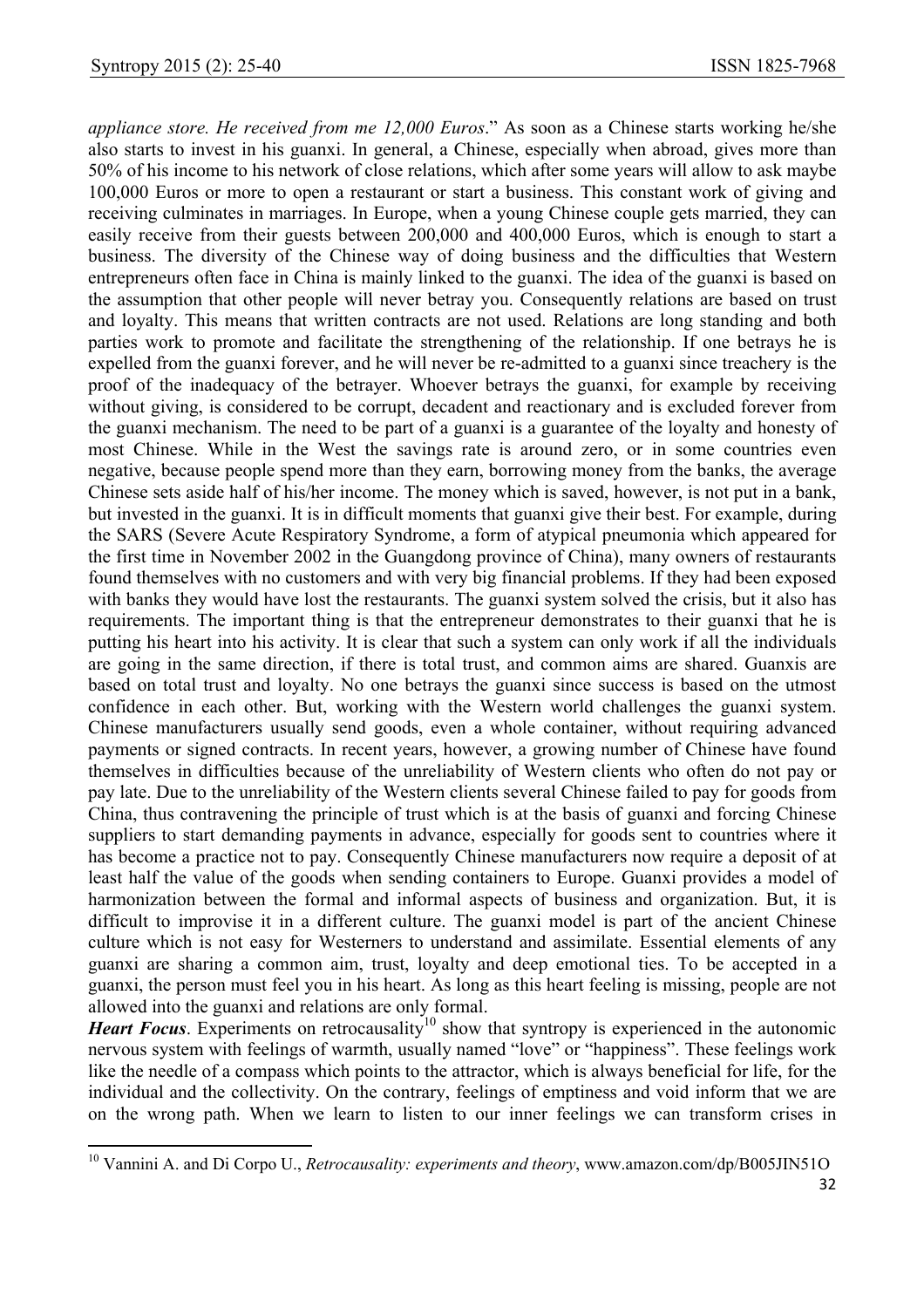*appliance store. He received from me 12,000 Euros*." As soon as a Chinese starts working he/she also starts to invest in his guanxi. In general, a Chinese, especially when abroad, gives more than 50% of his income to his network of close relations, which after some years will allow to ask maybe 100,000 Euros or more to open a restaurant or start a business. This constant work of giving and receiving culminates in marriages. In Europe, when a young Chinese couple gets married, they can easily receive from their guests between 200,000 and 400,000 Euros, which is enough to start a business. The diversity of the Chinese way of doing business and the difficulties that Western entrepreneurs often face in China is mainly linked to the guanxi. The idea of the guanxi is based on the assumption that other people will never betray you. Consequently relations are based on trust and loyalty. This means that written contracts are not used. Relations are long standing and both parties work to promote and facilitate the strengthening of the relationship. If one betrays he is expelled from the guanxi forever, and he will never be re-admitted to a guanxi since treachery is the proof of the inadequacy of the betrayer. Whoever betrays the guanxi, for example by receiving without giving, is considered to be corrupt, decadent and reactionary and is excluded forever from the guanxi mechanism. The need to be part of a guanxi is a guarantee of the loyalty and honesty of most Chinese. While in the West the savings rate is around zero, or in some countries even negative, because people spend more than they earn, borrowing money from the banks, the average Chinese sets aside half of his/her income. The money which is saved, however, is not put in a bank, but invested in the guanxi. It is in difficult moments that guanxi give their best. For example, during the SARS (Severe Acute Respiratory Syndrome, a form of atypical pneumonia which appeared for the first time in November 2002 in the Guangdong province of China), many owners of restaurants found themselves with no customers and with very big financial problems. If they had been exposed with banks they would have lost the restaurants. The guanxi system solved the crisis, but it also has requirements. The important thing is that the entrepreneur demonstrates to their guanxi that he is putting his heart into his activity. It is clear that such a system can only work if all the individuals are going in the same direction, if there is total trust, and common aims are shared. Guanxis are based on total trust and loyalty. No one betrays the guanxi since success is based on the utmost confidence in each other. But, working with the Western world challenges the guanxi system. Chinese manufacturers usually send goods, even a whole container, without requiring advanced payments or signed contracts. In recent years, however, a growing number of Chinese have found themselves in difficulties because of the unreliability of Western clients who often do not pay or pay late. Due to the unreliability of the Western clients several Chinese failed to pay for goods from China, thus contravening the principle of trust which is at the basis of guanxi and forcing Chinese suppliers to start demanding payments in advance, especially for goods sent to countries where it has become a practice not to pay. Consequently Chinese manufacturers now require a deposit of at least half the value of the goods when sending containers to Europe. Guanxi provides a model of harmonization between the formal and informal aspects of business and organization. But, it is difficult to improvise it in a different culture. The guanxi model is part of the ancient Chinese culture which is not easy for Westerners to understand and assimilate. Essential elements of any guanxi are sharing a common aim, trust, loyalty and deep emotional ties. To be accepted in a guanxi, the person must feel you in his heart. As long as this heart feeling is missing, people are not allowed into the guanxi and relations are only formal.

***Heart Focus***. Experiments on retrocausality[10] show that syntropy is experienced in the autonomic nervous system with feelings of warmth, usually named "love" or "happiness". These feelings work like the needle of a compass which points to the attractor, which is always beneficial for life, for the individual and the collectivity. On the contrary, feelings of emptiness and void inform that we are on the wrong path. When we learn to listen to our inner feelings we can transform crises in

[10] Vannini A. and Di Corpo U., *Retrocausality: experiments and theory*, www.amazon.com/dp/B005JIN51O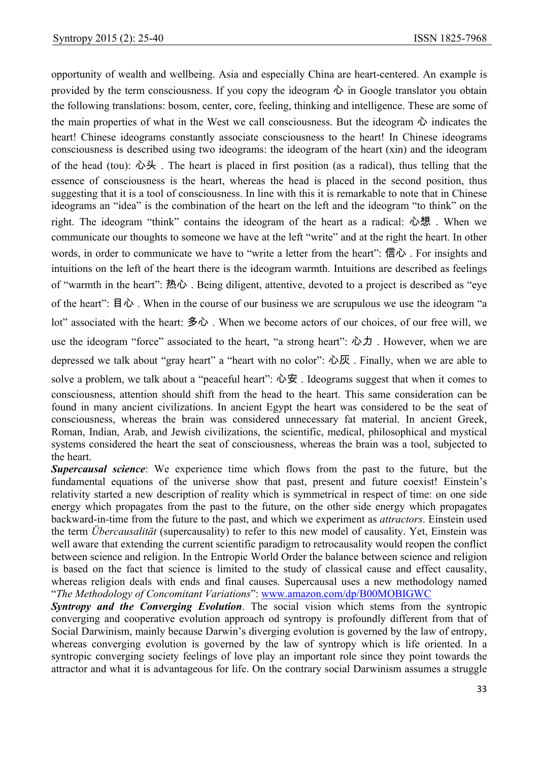opportunity of wealth and wellbeing. Asia and especially China are heart-centered. An example is provided by the term consciousness. If you copy the ideogram 心 in Google translator you obtain the following translations: bosom, center, core, feeling, thinking and intelligence. These are some of the main properties of what in the West we call consciousness. But the ideogram 心 indicates the heart! Chinese ideograms constantly associate consciousness to the heart! In Chinese ideograms consciousness is described using two ideograms: the ideogram of the heart (xin) and the ideogram of the head (tou): 心头 . The heart is placed in first position (as a radical), thus telling that the essence of consciousness is the heart, whereas the head is placed in the second position, thus suggesting that it is a tool of consciousness. In line with this it is remarkable to note that in Chinese ideograms an "idea" is the combination of the heart on the left and the ideogram "to think" on the right. The ideogram "think" contains the ideogram of the heart as a radical: 心想 . When we communicate our thoughts to someone we have at the left "write" and at the right the heart. In other words, in order to communicate we have to "write a letter from the heart": 信心 . For insights and intuitions on the left of the heart there is the ideogram warmth. Intuitions are described as feelings of "warmth in the heart": 热心 . Being diligent, attentive, devoted to a project is described as "eye of the heart": 目心 . When in the course of our business we are scrupulous we use the ideogram "a lot" associated with the heart: 多心 . When we become actors of our choices, of our free will, we use the ideogram "force" associated to the heart, "a strong heart": 心力 . However, when we are depressed we talk about "gray heart" a "heart with no color": 心灰 . Finally, when we are able to solve a problem, we talk about a "peaceful heart": 心安 . Ideograms suggest that when it comes to consciousness, attention should shift from the head to the heart. This same consideration can be found in many ancient civilizations. In ancient Egypt the heart was considered to be the seat of consciousness, whereas the brain was considered unnecessary fat material. In ancient Greek, Roman, Indian, Arab, and Jewish civilizations, the scientific, medical, philosophical and mystical systems considered the heart the seat of consciousness, whereas the brain was a tool, subjected to the heart.

***Supercausal science***: We experience time which flows from the past to the future, but the fundamental equations of the universe show that past, present and future coexist! Einstein's relativity started a new description of reality which is symmetrical in respect of time: on one side energy which propagates from the past to the future, on the other side energy which propagates backward-in-time from the future to the past, and which we experiment as *attractors*. Einstein used the term *Übercausalität* (supercausality) to refer to this new model of causality. Yet, Einstein was well aware that extending the current scientific paradigm to retrocausality would reopen the conflict between science and religion. In the Entropic World Order the balance between science and religion is based on the fact that science is limited to the study of classical cause and effect causality, whereas religion deals with ends and final causes. Supercausal uses a new methodology named "*The Methodology of Concomitant Variations*": www.amazon.com/dp/B00MOBIGWC

***Syntropy and the Converging Evolution***. The social vision which stems from the syntropic converging and cooperative evolution approach od syntropy is profoundly different from that of Social Darwinism, mainly because Darwin's diverging evolution is governed by the law of entropy, whereas converging evolution is governed by the law of syntropy which is life oriented. In a syntropic converging society feelings of love play an important role since they point towards the attractor and what it is advantageous for life. On the contrary social Darwinism assumes a struggle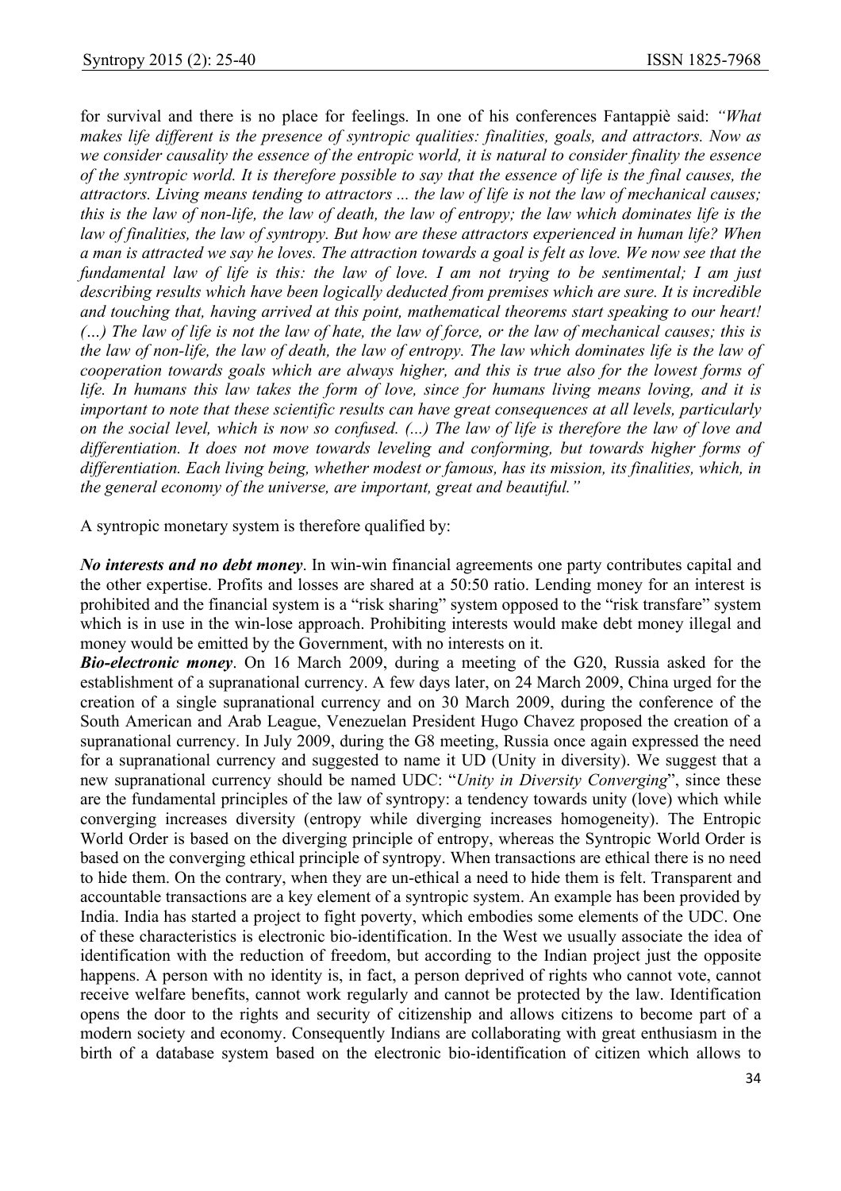for survival and there is no place for feelings. In one of his conferences Fantappiè said: *"What makes life different is the presence of syntropic qualities: finalities, goals, and attractors. Now as we consider causality the essence of the entropic world, it is natural to consider finality the essence of the syntropic world. It is therefore possible to say that the essence of life is the final causes, the attractors. Living means tending to attractors ... the law of life is not the law of mechanical causes; this is the law of non-life, the law of death, the law of entropy; the law which dominates life is the law of finalities, the law of syntropy. But how are these attractors experienced in human life? When a man is attracted we say he loves. The attraction towards a goal is felt as love. We now see that the fundamental law of life is this: the law of love. I am not trying to be sentimental; I am just describing results which have been logically deducted from premises which are sure. It is incredible and touching that, having arrived at this point, mathematical theorems start speaking to our heart! (…) The law of life is not the law of hate, the law of force, or the law of mechanical causes; this is the law of non-life, the law of death, the law of entropy. The law which dominates life is the law of cooperation towards goals which are always higher, and this is true also for the lowest forms of life. In humans this law takes the form of love, since for humans living means loving, and it is important to note that these scientific results can have great consequences at all levels, particularly on the social level, which is now so confused. (...) The law of life is therefore the law of love and differentiation. It does not move towards leveling and conforming, but towards higher forms of differentiation. Each living being, whether modest or famous, has its mission, its finalities, which, in the general economy of the universe, are important, great and beautiful."*

A syntropic monetary system is therefore qualified by:

***No interests and no debt money***. In win-win financial agreements one party contributes capital and the other expertise. Profits and losses are shared at a 50:50 ratio. Lending money for an interest is prohibited and the financial system is a "risk sharing" system opposed to the "risk transfare" system which is in use in the win-lose approach. Prohibiting interests would make debt money illegal and money would be emitted by the Government, with no interests on it.

***Bio-electronic money***. On 16 March 2009, during a meeting of the G20, Russia asked for the establishment of a supranational currency. A few days later, on 24 March 2009, China urged for the creation of a single supranational currency and on 30 March 2009, during the conference of the South American and Arab League, Venezuelan President Hugo Chavez proposed the creation of a supranational currency. In July 2009, during the G8 meeting, Russia once again expressed the need for a supranational currency and suggested to name it UD (Unity in diversity). We suggest that a new supranational currency should be named UDC: "*Unity in Diversity Converging*", since these are the fundamental principles of the law of syntropy: a tendency towards unity (love) which while converging increases diversity (entropy while diverging increases homogeneity). The Entropic World Order is based on the diverging principle of entropy, whereas the Syntropic World Order is based on the converging ethical principle of syntropy. When transactions are ethical there is no need to hide them. On the contrary, when they are un-ethical a need to hide them is felt. Transparent and accountable transactions are a key element of a syntropic system. An example has been provided by India. India has started a project to fight poverty, which embodies some elements of the UDC. One of these characteristics is electronic bio-identification. In the West we usually associate the idea of identification with the reduction of freedom, but according to the Indian project just the opposite happens. A person with no identity is, in fact, a person deprived of rights who cannot vote, cannot receive welfare benefits, cannot work regularly and cannot be protected by the law. Identification opens the door to the rights and security of citizenship and allows citizens to become part of a modern society and economy. Consequently Indians are collaborating with great enthusiasm in the birth of a database system based on the electronic bio-identification of citizen which allows to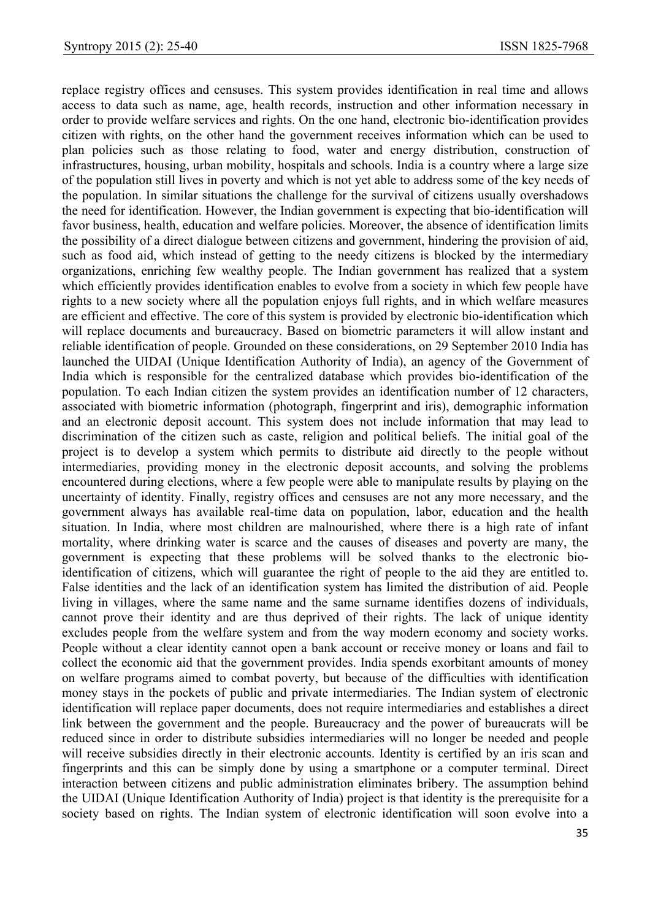replace registry offices and censuses. This system provides identification in real time and allows access to data such as name, age, health records, instruction and other information necessary in order to provide welfare services and rights. On the one hand, electronic bio-identification provides citizen with rights, on the other hand the government receives information which can be used to plan policies such as those relating to food, water and energy distribution, construction of infrastructures, housing, urban mobility, hospitals and schools. India is a country where a large size of the population still lives in poverty and which is not yet able to address some of the key needs of the population. In similar situations the challenge for the survival of citizens usually overshadows the need for identification. However, the Indian government is expecting that bio-identification will favor business, health, education and welfare policies. Moreover, the absence of identification limits the possibility of a direct dialogue between citizens and government, hindering the provision of aid, such as food aid, which instead of getting to the needy citizens is blocked by the intermediary organizations, enriching few wealthy people. The Indian government has realized that a system which efficiently provides identification enables to evolve from a society in which few people have rights to a new society where all the population enjoys full rights, and in which welfare measures are efficient and effective. The core of this system is provided by electronic bio-identification which will replace documents and bureaucracy. Based on biometric parameters it will allow instant and reliable identification of people. Grounded on these considerations, on 29 September 2010 India has launched the UIDAI (Unique Identification Authority of India), an agency of the Government of India which is responsible for the centralized database which provides bio-identification of the population. To each Indian citizen the system provides an identification number of 12 characters, associated with biometric information (photograph, fingerprint and iris), demographic information and an electronic deposit account. This system does not include information that may lead to discrimination of the citizen such as caste, religion and political beliefs. The initial goal of the project is to develop a system which permits to distribute aid directly to the people without intermediaries, providing money in the electronic deposit accounts, and solving the problems encountered during elections, where a few people were able to manipulate results by playing on the uncertainty of identity. Finally, registry offices and censuses are not any more necessary, and the government always has available real-time data on population, labor, education and the health situation. In India, where most children are malnourished, where there is a high rate of infant mortality, where drinking water is scarce and the causes of diseases and poverty are many, the government is expecting that these problems will be solved thanks to the electronic bio-identification of citizens, which will guarantee the right of people to the aid they are entitled to. False identities and the lack of an identification system has limited the distribution of aid. People living in villages, where the same name and the same surname identifies dozens of individuals, cannot prove their identity and are thus deprived of their rights. The lack of unique identity excludes people from the welfare system and from the way modern economy and society works. People without a clear identity cannot open a bank account or receive money or loans and fail to collect the economic aid that the government provides. India spends exorbitant amounts of money on welfare programs aimed to combat poverty, but because of the difficulties with identification money stays in the pockets of public and private intermediaries. The Indian system of electronic identification will replace paper documents, does not require intermediaries and establishes a direct link between the government and the people. Bureaucracy and the power of bureaucrats will be reduced since in order to distribute subsidies intermediaries will no longer be needed and people will receive subsidies directly in their electronic accounts. Identity is certified by an iris scan and fingerprints and this can be simply done by using a smartphone or a computer terminal. Direct interaction between citizens and public administration eliminates bribery. The assumption behind the UIDAI (Unique Identification Authority of India) project is that identity is the prerequisite for a society based on rights. The Indian system of electronic identification will soon evolve into a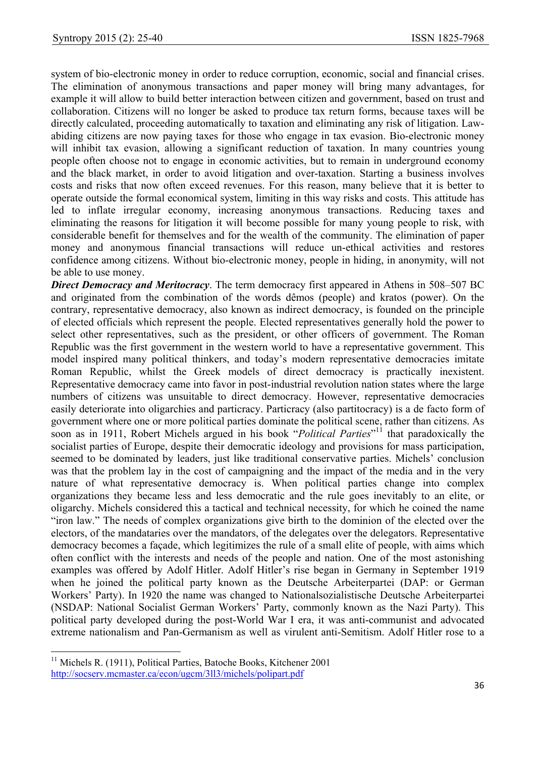system of bio-electronic money in order to reduce corruption, economic, social and financial crises. The elimination of anonymous transactions and paper money will bring many advantages, for example it will allow to build better interaction between citizen and government, based on trust and collaboration. Citizens will no longer be asked to produce tax return forms, because taxes will be directly calculated, proceeding automatically to taxation and eliminating any risk of litigation. Law-abiding citizens are now paying taxes for those who engage in tax evasion. Bio-electronic money will inhibit tax evasion, allowing a significant reduction of taxation. In many countries young people often choose not to engage in economic activities, but to remain in underground economy and the black market, in order to avoid litigation and over-taxation. Starting a business involves costs and risks that now often exceed revenues. For this reason, many believe that it is better to operate outside the formal economical system, limiting in this way risks and costs. This attitude has led to inflate irregular economy, increasing anonymous transactions. Reducing taxes and eliminating the reasons for litigation it will become possible for many young people to risk, with considerable benefit for themselves and for the wealth of the community. The elimination of paper money and anonymous financial transactions will reduce un-ethical activities and restores confidence among citizens. Without bio-electronic money, people in hiding, in anonymity, will not be able to use money.

***Direct Democracy and Meritocracy***. The term democracy first appeared in Athens in 508–507 BC and originated from the combination of the words dêmos (people) and kratos (power). On the contrary, representative democracy, also known as indirect democracy, is founded on the principle of elected officials which represent the people. Elected representatives generally hold the power to select other representatives, such as the president, or other officers of government. The Roman Republic was the first government in the western world to have a representative government. This model inspired many political thinkers, and today's modern representative democracies imitate Roman Republic, whilst the Greek models of direct democracy is practically inexistent. Representative democracy came into favor in post-industrial revolution nation states where the large numbers of citizens was unsuitable to direct democracy. However, representative democracies easily deteriorate into oligarchies and particracy. Particracy (also partitocracy) is a de facto form of government where one or more political parties dominate the political scene, rather than citizens. As soon as in 1911, Robert Michels argued in his book "*Political Parties*"[11] that paradoxically the socialist parties of Europe, despite their democratic ideology and provisions for mass participation, seemed to be dominated by leaders, just like traditional conservative parties. Michels' conclusion was that the problem lay in the cost of campaigning and the impact of the media and in the very nature of what representative democracy is. When political parties change into complex organizations they became less and less democratic and the rule goes inevitably to an elite, or oligarchy. Michels considered this a tactical and technical necessity, for which he coined the name "iron law." The needs of complex organizations give birth to the dominion of the elected over the electors, of the mandataries over the mandators, of the delegates over the delegators. Representative democracy becomes a façade, which legitimizes the rule of a small elite of people, with aims which often conflict with the interests and needs of the people and nation. One of the most astonishing examples was offered by Adolf Hitler. Adolf Hitler's rise began in Germany in September 1919 when he joined the political party known as the Deutsche Arbeiterpartei (DAP: or German Workers' Party). In 1920 the name was changed to Nationalsozialistische Deutsche Arbeiterpartei (NSDAP: National Socialist German Workers' Party, commonly known as the Nazi Party). This political party developed during the post-World War I era, it was anti-communist and advocated extreme nationalism and Pan-Germanism as well as virulent anti-Semitism. Adolf Hitler rose to a

---

[11] Michels R. (1911), Political Parties, Batoche Books, Kitchener 2001 http://socserv.mcmaster.ca/econ/ugcm/3ll3/michels/polipart.pdf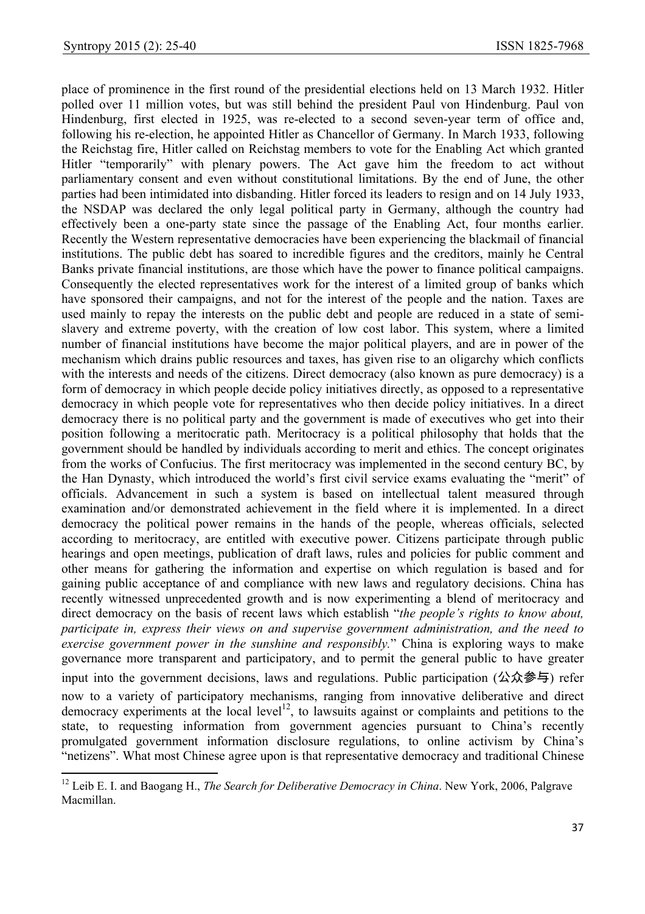place of prominence in the first round of the presidential elections held on 13 March 1932. Hitler polled over 11 million votes, but was still behind the president Paul von Hindenburg. Paul von Hindenburg, first elected in 1925, was re-elected to a second seven-year term of office and, following his re-election, he appointed Hitler as Chancellor of Germany. In March 1933, following the Reichstag fire, Hitler called on Reichstag members to vote for the Enabling Act which granted Hitler "temporarily" with plenary powers. The Act gave him the freedom to act without parliamentary consent and even without constitutional limitations. By the end of June, the other parties had been intimidated into disbanding. Hitler forced its leaders to resign and on 14 July 1933, the NSDAP was declared the only legal political party in Germany, although the country had effectively been a one-party state since the passage of the Enabling Act, four months earlier. Recently the Western representative democracies have been experiencing the blackmail of financial institutions. The public debt has soared to incredible figures and the creditors, mainly he Central Banks private financial institutions, are those which have the power to finance political campaigns. Consequently the elected representatives work for the interest of a limited group of banks which have sponsored their campaigns, and not for the interest of the people and the nation. Taxes are used mainly to repay the interests on the public debt and people are reduced in a state of semi-slavery and extreme poverty, with the creation of low cost labor. This system, where a limited number of financial institutions have become the major political players, and are in power of the mechanism which drains public resources and taxes, has given rise to an oligarchy which conflicts with the interests and needs of the citizens. Direct democracy (also known as pure democracy) is a form of democracy in which people decide policy initiatives directly, as opposed to a representative democracy in which people vote for representatives who then decide policy initiatives. In a direct democracy there is no political party and the government is made of executives who get into their position following a meritocratic path. Meritocracy is a political philosophy that holds that the government should be handled by individuals according to merit and ethics. The concept originates from the works of Confucius. The first meritocracy was implemented in the second century BC, by the Han Dynasty, which introduced the world's first civil service exams evaluating the "merit" of officials. Advancement in such a system is based on intellectual talent measured through examination and/or demonstrated achievement in the field where it is implemented. In a direct democracy the political power remains in the hands of the people, whereas officials, selected according to meritocracy, are entitled with executive power. Citizens participate through public hearings and open meetings, publication of draft laws, rules and policies for public comment and other means for gathering the information and expertise on which regulation is based and for gaining public acceptance of and compliance with new laws and regulatory decisions. China has recently witnessed unprecedented growth and is now experimenting a blend of meritocracy and direct democracy on the basis of recent laws which establish "*the people's rights to know about, participate in, express their views on and supervise government administration, and the need to exercise government power in the sunshine and responsibly.*" China is exploring ways to make governance more transparent and participatory, and to permit the general public to have greater input into the government decisions, laws and regulations. Public participation (公众参与) refer now to a variety of participatory mechanisms, ranging from innovative deliberative and direct democracy experiments at the local level[12], to lawsuits against or complaints and petitions to the state, to requesting information from government agencies pursuant to China's recently promulgated government information disclosure regulations, to online activism by China's "netizens". What most Chinese agree upon is that representative democracy and traditional Chinese

[12] Leib E. I. and Baogang H., *The Search for Deliberative Democracy in China*. New York, 2006, Palgrave Macmillan.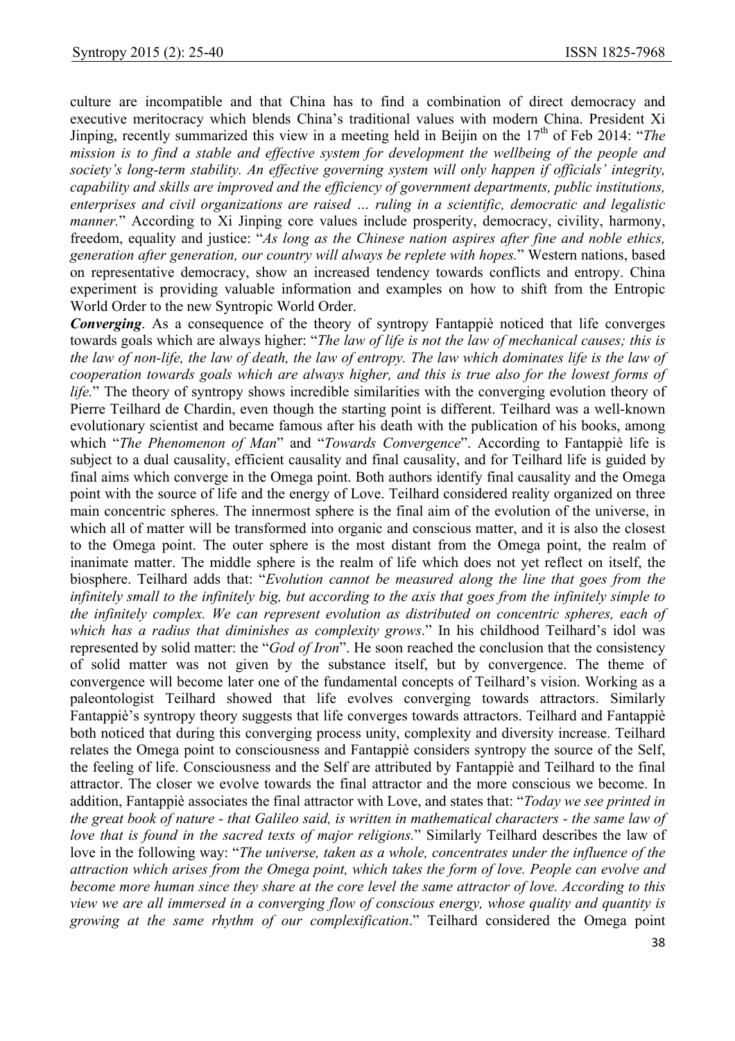culture are incompatible and that China has to find a combination of direct democracy and executive meritocracy which blends China's traditional values with modern China. President Xi Jinping, recently summarized this view in a meeting held in Beijin on the 17th of Feb 2014: "*The mission is to find a stable and effective system for development the wellbeing of the people and society's long-term stability. An effective governing system will only happen if officials' integrity, capability and skills are improved and the efficiency of government departments, public institutions, enterprises and civil organizations are raised … ruling in a scientific, democratic and legalistic manner.*" According to Xi Jinping core values include prosperity, democracy, civility, harmony, freedom, equality and justice: "*As long as the Chinese nation aspires after fine and noble ethics, generation after generation, our country will always be replete with hopes.*" Western nations, based on representative democracy, show an increased tendency towards conflicts and entropy. China experiment is providing valuable information and examples on how to shift from the Entropic World Order to the new Syntropic World Order.

***Converging***. As a consequence of the theory of syntropy Fantappiè noticed that life converges towards goals which are always higher: "*The law of life is not the law of mechanical causes; this is the law of non-life, the law of death, the law of entropy. The law which dominates life is the law of cooperation towards goals which are always higher, and this is true also for the lowest forms of life.*" The theory of syntropy shows incredible similarities with the converging evolution theory of Pierre Teilhard de Chardin, even though the starting point is different. Teilhard was a well-known evolutionary scientist and became famous after his death with the publication of his books, among which "*The Phenomenon of Man*" and "*Towards Convergence*". According to Fantappiè life is subject to a dual causality, efficient causality and final causality, and for Teilhard life is guided by final aims which converge in the Omega point. Both authors identify final causality and the Omega point with the source of life and the energy of Love. Teilhard considered reality organized on three main concentric spheres. The innermost sphere is the final aim of the evolution of the universe, in which all of matter will be transformed into organic and conscious matter, and it is also the closest to the Omega point. The outer sphere is the most distant from the Omega point, the realm of inanimate matter. The middle sphere is the realm of life which does not yet reflect on itself, the biosphere. Teilhard adds that: "*Evolution cannot be measured along the line that goes from the infinitely small to the infinitely big, but according to the axis that goes from the infinitely simple to the infinitely complex. We can represent evolution as distributed on concentric spheres, each of which has a radius that diminishes as complexity grows*." In his childhood Teilhard's idol was represented by solid matter: the "*God of Iron*". He soon reached the conclusion that the consistency of solid matter was not given by the substance itself, but by convergence. The theme of convergence will become later one of the fundamental concepts of Teilhard's vision. Working as a paleontologist Teilhard showed that life evolves converging towards attractors. Similarly Fantappiè's syntropy theory suggests that life converges towards attractors. Teilhard and Fantappiè both noticed that during this converging process unity, complexity and diversity increase. Teilhard relates the Omega point to consciousness and Fantappiè considers syntropy the source of the Self, the feeling of life. Consciousness and the Self are attributed by Fantappiè and Teilhard to the final attractor. The closer we evolve towards the final attractor and the more conscious we become. In addition, Fantappiè associates the final attractor with Love, and states that: "*Today we see printed in the great book of nature - that Galileo said, is written in mathematical characters - the same law of love that is found in the sacred texts of major religions.*" Similarly Teilhard describes the law of love in the following way: "*The universe, taken as a whole, concentrates under the influence of the attraction which arises from the Omega point, which takes the form of love. People can evolve and become more human since they share at the core level the same attractor of love. According to this view we are all immersed in a converging flow of conscious energy, whose quality and quantity is growing at the same rhythm of our complexification*." Teilhard considered the Omega point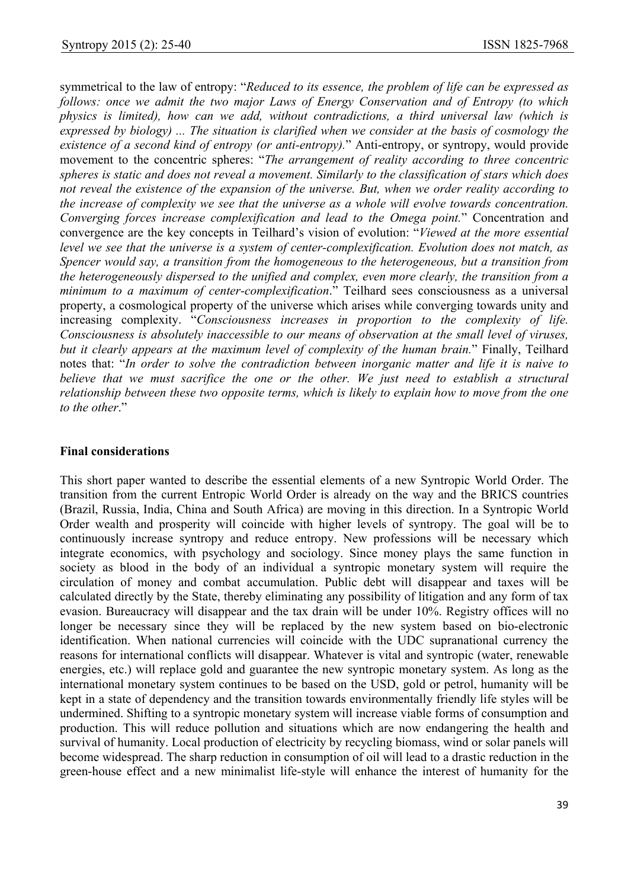symmetrical to the law of entropy: "*Reduced to its essence, the problem of life can be expressed as follows: once we admit the two major Laws of Energy Conservation and of Entropy (to which physics is limited), how can we add, without contradictions, a third universal law (which is expressed by biology) ... The situation is clarified when we consider at the basis of cosmology the existence of a second kind of entropy (or anti-entropy).*" Anti-entropy, or syntropy, would provide movement to the concentric spheres: "*The arrangement of reality according to three concentric spheres is static and does not reveal a movement. Similarly to the classification of stars which does not reveal the existence of the expansion of the universe. But, when we order reality according to the increase of complexity we see that the universe as a whole will evolve towards concentration. Converging forces increase complexification and lead to the Omega point.*" Concentration and convergence are the key concepts in Teilhard's vision of evolution: "*Viewed at the more essential level we see that the universe is a system of center-complexification. Evolution does not match, as Spencer would say, a transition from the homogeneous to the heterogeneous, but a transition from the heterogeneously dispersed to the unified and complex, even more clearly, the transition from a minimum to a maximum of center-complexification*." Teilhard sees consciousness as a universal property, a cosmological property of the universe which arises while converging towards unity and increasing complexity. "*Consciousness increases in proportion to the complexity of life. Consciousness is absolutely inaccessible to our means of observation at the small level of viruses, but it clearly appears at the maximum level of complexity of the human brain.*" Finally, Teilhard notes that: "*In order to solve the contradiction between inorganic matter and life it is naive to believe that we must sacrifice the one or the other. We just need to establish a structural relationship between these two opposite terms, which is likely to explain how to move from the one to the other*."

**Final considerations**

This short paper wanted to describe the essential elements of a new Syntropic World Order. The transition from the current Entropic World Order is already on the way and the BRICS countries (Brazil, Russia, India, China and South Africa) are moving in this direction. In a Syntropic World Order wealth and prosperity will coincide with higher levels of syntropy. The goal will be to continuously increase syntropy and reduce entropy. New professions will be necessary which integrate economics, with psychology and sociology. Since money plays the same function in society as blood in the body of an individual a syntropic monetary system will require the circulation of money and combat accumulation. Public debt will disappear and taxes will be calculated directly by the State, thereby eliminating any possibility of litigation and any form of tax evasion. Bureaucracy will disappear and the tax drain will be under 10%. Registry offices will no longer be necessary since they will be replaced by the new system based on bio-electronic identification. When national currencies will coincide with the UDC supranational currency the reasons for international conflicts will disappear. Whatever is vital and syntropic (water, renewable energies, etc.) will replace gold and guarantee the new syntropic monetary system. As long as the international monetary system continues to be based on the USD, gold or petrol, humanity will be kept in a state of dependency and the transition towards environmentally friendly life styles will be undermined. Shifting to a syntropic monetary system will increase viable forms of consumption and production. This will reduce pollution and situations which are now endangering the health and survival of humanity. Local production of electricity by recycling biomass, wind or solar panels will become widespread. The sharp reduction in consumption of oil will lead to a drastic reduction in the green-house effect and a new minimalist life-style will enhance the interest of humanity for the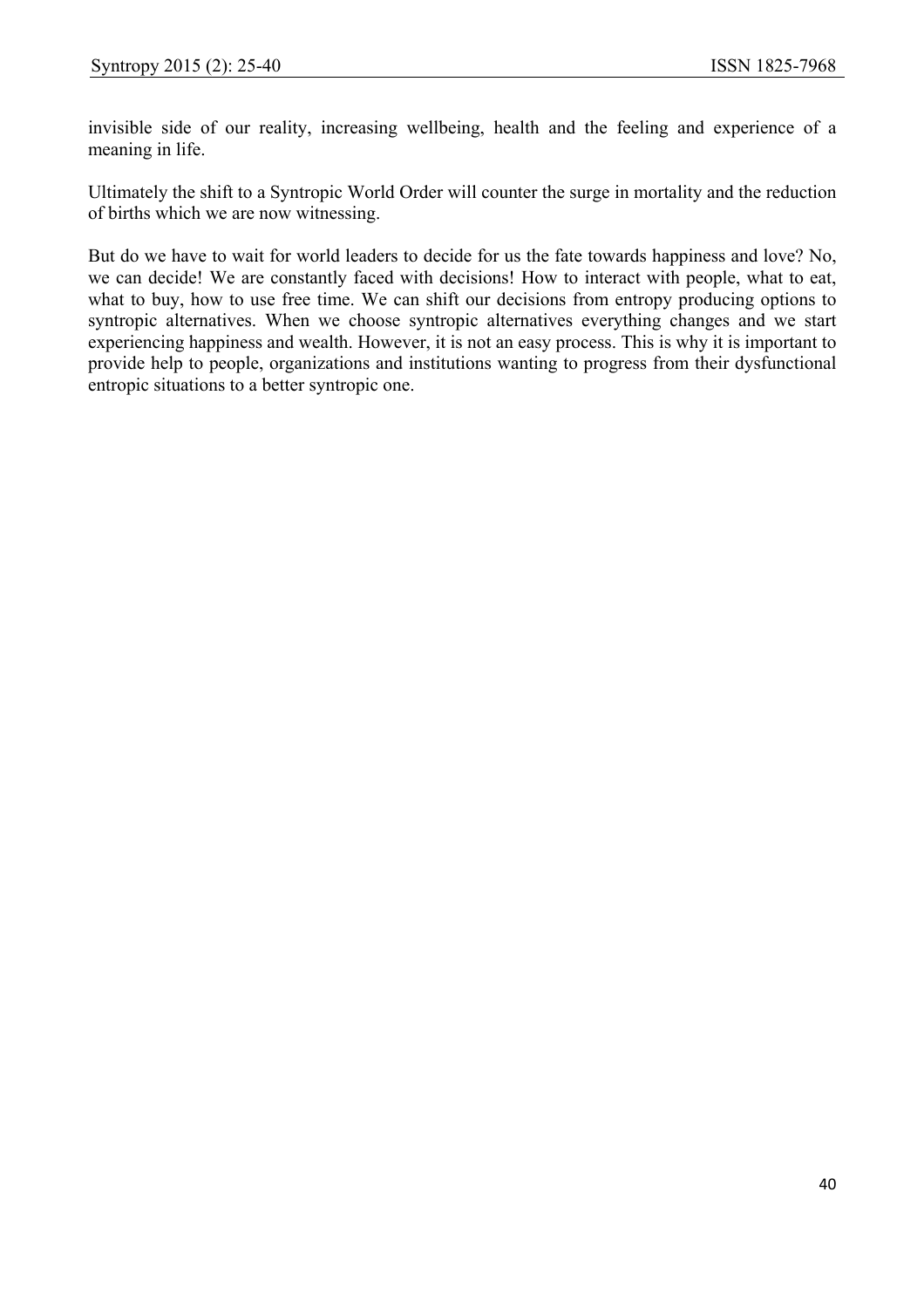invisible side of our reality, increasing wellbeing, health and the feeling and experience of a meaning in life.

Ultimately the shift to a Syntropic World Order will counter the surge in mortality and the reduction of births which we are now witnessing.

But do we have to wait for world leaders to decide for us the fate towards happiness and love? No, we can decide! We are constantly faced with decisions! How to interact with people, what to eat, what to buy, how to use free time. We can shift our decisions from entropy producing options to syntropic alternatives. When we choose syntropic alternatives everything changes and we start experiencing happiness and wealth. However, it is not an easy process. This is why it is important to provide help to people, organizations and institutions wanting to progress from their dysfunctional entropic situations to a better syntropic one.